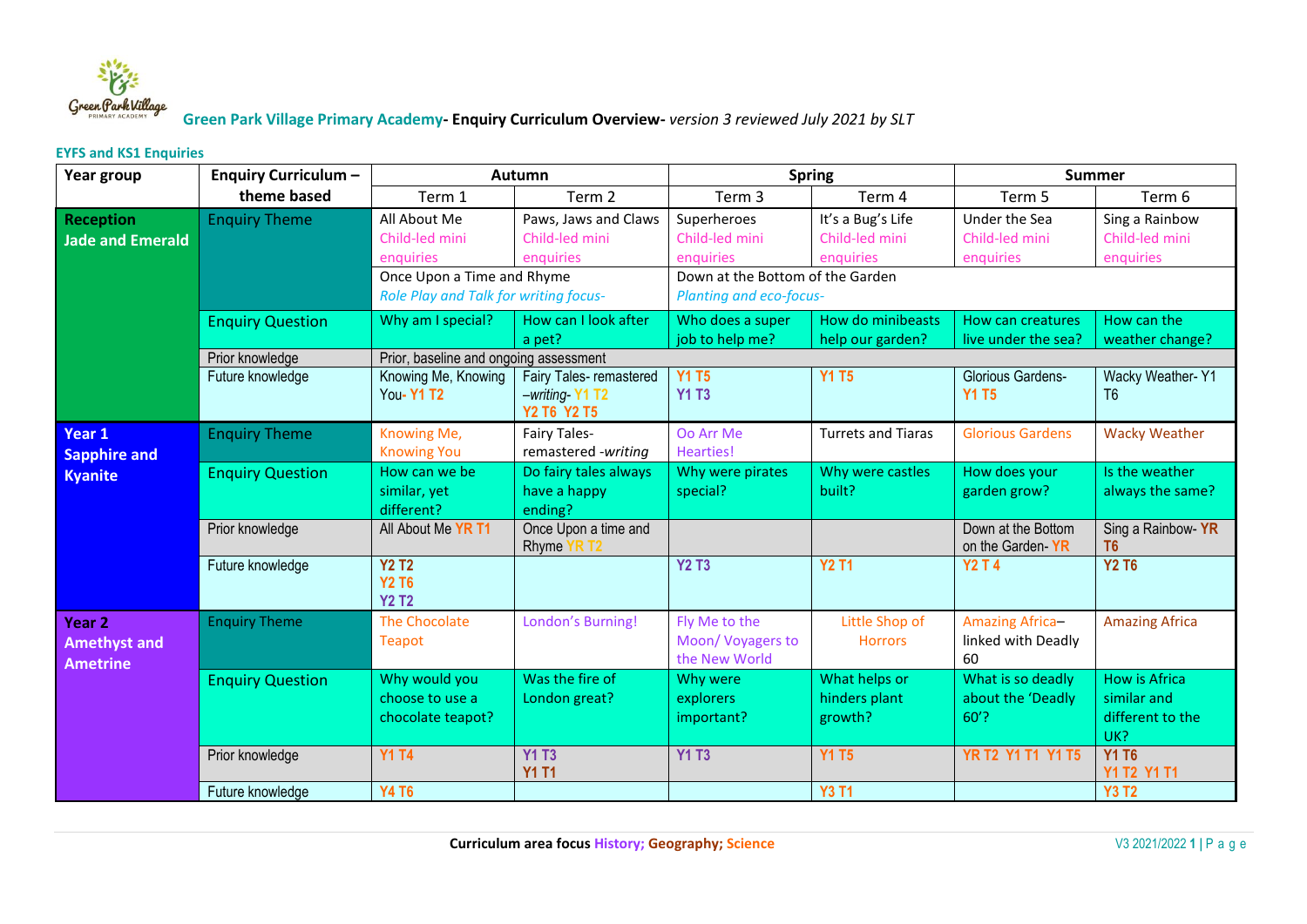**Green Park Village Primary Academy- Enquiry Curriculum Overview-** *version 3 reviewed July 2021 by SLT*

### EYFS and KS1 Enquiries

| Year group | Enquiry Curriculum – theme based | Autumn | | Spring | | Summer | |
|---|---|---|---|---|---|---|---|
| | | Term 1 | Term 2 | Term 3 | Term 4 | Term 5 | Term 6 |
| **Reception Jade and Emerald** | Enquiry Theme | All About Me Child-led mini enquiries | Paws, Jaws and Claws Child-led mini enquiries | Superheroes Child-led mini enquiries | It's a Bug's Life Child-led mini enquiries | Under the Sea Child-led mini enquiries | Sing a Rainbow Child-led mini enquiries |
| | | Once Upon a Time and Rhyme *Role Play and Talk for writing focus-* | | Down at the Bottom of the Garden *Planting and eco-focus-* | | | |
| | Enquiry Question | Why am I special? | How can I look after a pet? | Who does a super job to help me? | How do minibeasts help our garden? | How can creatures live under the sea? | How can the weather change? |
| | Prior knowledge | Prior, baseline and ongoing assessment | | | | | |
| | Future knowledge | Knowing Me, Knowing You- Y1 T2 | Fairy Tales- remastered –*writing*- Y1 T2 Y2 T6 Y2 T5 | Y1 T5 Y1 T3 | Y1 T5 | Glorious Gardens- Y1 T5 | Wacky Weather- Y1 T6 |
| **Year 1 Sapphire and Kyanite** | Enquiry Theme | Knowing Me, Knowing You | Fairy Tales- remastered -*writing* | Oo Arr Me Hearties! | Turrets and Tiaras | Glorious Gardens | Wacky Weather |
| | Enquiry Question | How can we be similar, yet different? | Do fairy tales always have a happy ending? | Why were pirates special? | Why were castles built? | How does your garden grow? | Is the weather always the same? |
| | Prior knowledge | All About Me YR T1 | Once Upon a time and Rhyme YR T2 | | | Down at the Bottom on the Garden- YR | Sing a Rainbow- YR T6 |
| | Future knowledge | Y2 T2 Y2 T6 Y2 T2 | | Y2 T3 | Y2 T1 | Y2 T 4 | Y2 T6 |
| **Year 2 Amethyst and Ametrine** | Enquiry Theme | The Chocolate Teapot | London's Burning! | Fly Me to the Moon/ Voyagers to the New World | Little Shop of Horrors | Amazing Africa– linked with Deadly 60 | Amazing Africa |
| | Enquiry Question | Why would you choose to use a chocolate teapot? | Was the fire of London great? | Why were explorers important? | What helps or hinders plant growth? | What is so deadly about the 'Deadly 60'? | How is Africa similar and different to the UK? |
| | Prior knowledge | Y1 T4 | Y1 T3 Y1 T1 | Y1 T3 | Y1 T5 | YR T2 Y1 T1 Y1 T5 | Y1 T6 Y1 T2 Y1 T1 |
| | Future knowledge | Y4 T6 | | | Y3 T1 | | Y3 T2 |

**Curriculum area focus History; Geography; Science**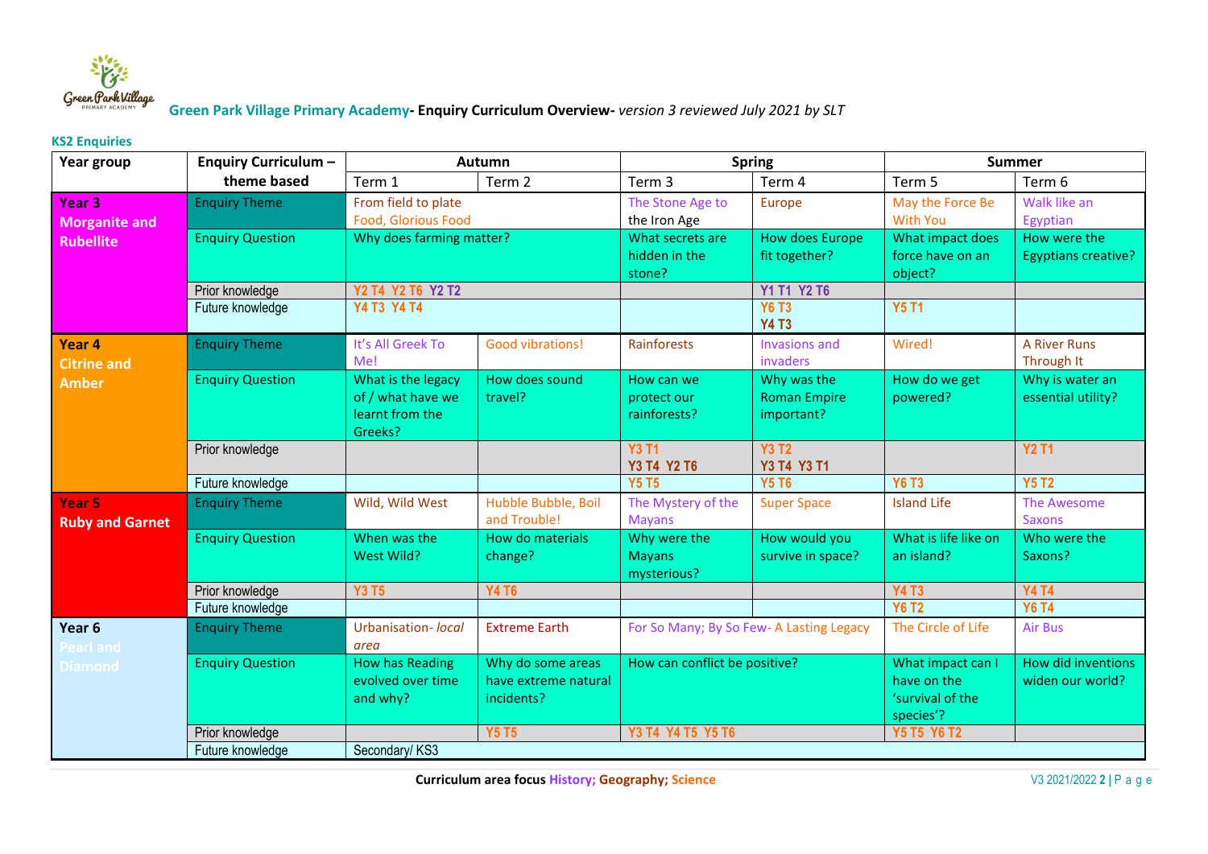**Green Park Village Primary Academy- Enquiry Curriculum Overview-** *version 3 reviewed July 2021 by SLT*

**KS2 Enquiries**

| Year group | Enquiry Curriculum – theme based | Autumn | | Spring | | Summer | |
|---|---|---|---|---|---|---|---|
| | | Term 1 | Term 2 | Term 3 | Term 4 | Term 5 | Term 6 |
| **Year 3 Morganite and Rubellite** | Enquiry Theme | From field to plate Food, Glorious Food | | The Stone Age to the Iron Age | Europe | May the Force Be With You | Walk like an Egyptian |
| | Enquiry Question | Why does farming matter? | | What secrets are hidden in the stone? | How does Europe fit together? | What impact does force have on an object? | How were the Egyptians creative? |
| | Prior knowledge | Y2 T4 Y2 T6 Y2 T2 | | | Y1 T1 Y2 T6 | | |
| | Future knowledge | Y4 T3 Y4 T4 | | | Y6 T3 Y4 T3 | Y5 T1 | |
| **Year 4 Citrine and Amber** | Enquiry Theme | It's All Greek To Me! | Good vibrations! | Rainforests | Invasions and invaders | Wired! | A River Runs Through It |
| | Enquiry Question | What is the legacy of / what have we learnt from the Greeks? | How does sound travel? | How can we protect our rainforests? | Why was the Roman Empire important? | How do we get powered? | Why is water an essential utility? |
| | Prior knowledge | | | Y3 T1 Y3 T4 Y2 T6 | Y3 T2 Y3 T4 Y3 T1 | | Y2 T1 |
| | Future knowledge | | | Y5 T5 | Y5 T6 | Y6 T3 | Y5 T2 |
| **Year 5 Ruby and Garnet** | Enquiry Theme | Wild, Wild West | Hubble Bubble, Boil and Trouble! | The Mystery of the Mayans | Super Space | Island Life | The Awesome Saxons |
| | Enquiry Question | When was the West Wild? | How do materials change? | Why were the Mayans mysterious? | How would you survive in space? | What is life like on an island? | Who were the Saxons? |
| | Prior knowledge | Y3 T5 | Y4 T6 | | | Y4 T3 | Y4 T4 |
| | Future knowledge | | | | | Y6 T2 | Y6 T4 |
| **Year 6 Pearl and Diamond** | Enquiry Theme | Urbanisation- *local area* | Extreme Earth | For So Many; By So Few- A Lasting Legacy | | The Circle of Life | Air Bus |
| | Enquiry Question | How has Reading evolved over time and why? | Why do some areas have extreme natural incidents? | How can conflict be positive? | | What impact can I have on the 'survival of the species'? | How did inventions widen our world? |
| | Prior knowledge | | Y5 T5 | Y3 T4 Y4 T5 Y5 T6 | | Y5 T5 Y6 T2 | |
| | Future knowledge | Secondary/ KS3 | | | | | |

**Curriculum area focus History; Geography; Science**